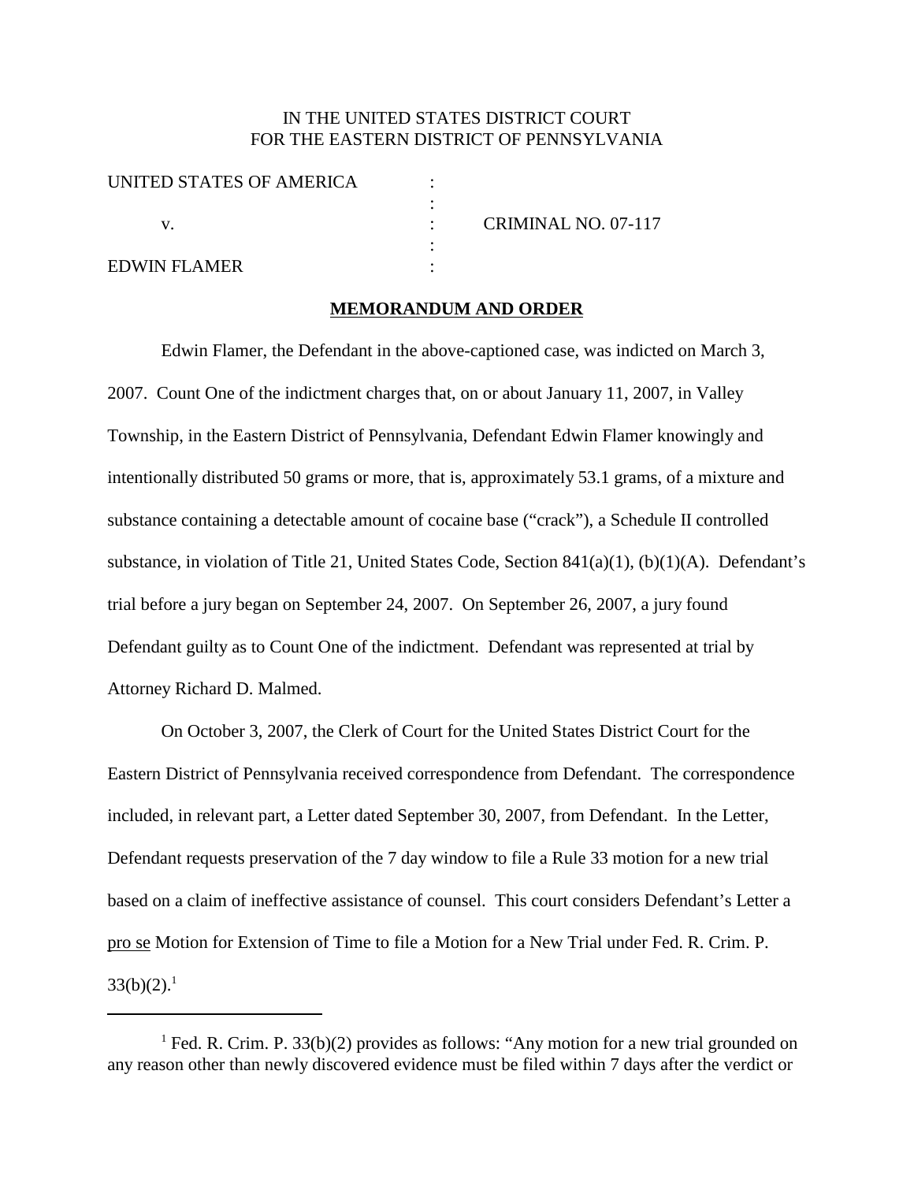IN THE UNITED STATES DISTRICT COURT
FOR THE EASTERN DISTRICT OF PENNSYLVANIA

| | | |
|---|---|---|
| UNITED STATES OF AMERICA | : | |
| | : | |
| v. | : | CRIMINAL NO. 07-117 |
| | : | |
| EDWIN FLAMER | : | |

**MEMORANDUM AND ORDER**

Edwin Flamer, the Defendant in the above-captioned case, was indicted on March 3, 2007. Count One of the indictment charges that, on or about January 11, 2007, in Valley Township, in the Eastern District of Pennsylvania, Defendant Edwin Flamer knowingly and intentionally distributed 50 grams or more, that is, approximately 53.1 grams, of a mixture and substance containing a detectable amount of cocaine base ("crack"), a Schedule II controlled substance, in violation of Title 21, United States Code, Section 841(a)(1), (b)(1)(A). Defendant's trial before a jury began on September 24, 2007. On September 26, 2007, a jury found Defendant guilty as to Count One of the indictment. Defendant was represented at trial by Attorney Richard D. Malmed.

On October 3, 2007, the Clerk of Court for the United States District Court for the Eastern District of Pennsylvania received correspondence from Defendant. The correspondence included, in relevant part, a Letter dated September 30, 2007, from Defendant. In the Letter, Defendant requests preservation of the 7 day window to file a Rule 33 motion for a new trial based on a claim of ineffective assistance of counsel. This court considers Defendant's Letter a pro se Motion for Extension of Time to file a Motion for a New Trial under Fed. R. Crim. P. 33(b)(2).[1]

---

[1] Fed. R. Crim. P. 33(b)(2) provides as follows: "Any motion for a new trial grounded on any reason other than newly discovered evidence must be filed within 7 days after the verdict or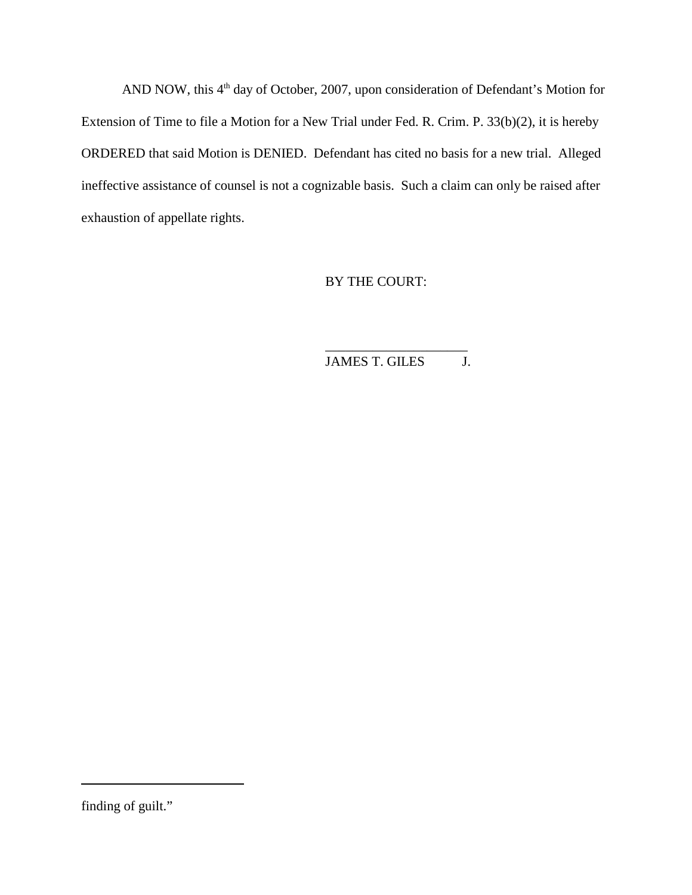AND NOW, this 4th day of October, 2007, upon consideration of Defendant's Motion for Extension of Time to file a Motion for a New Trial under Fed. R. Crim. P. 33(b)(2), it is hereby ORDERED that said Motion is DENIED. Defendant has cited no basis for a new trial. Alleged ineffective assistance of counsel is not a cognizable basis. Such a claim can only be raised after exhaustion of appellate rights.

BY THE COURT:

\_\_\_\_\_\_\_\_\_\_\_\_\_\_\_\_\_\_\_\_\_\_

JAMES T. GILES J.

---

finding of guilt."